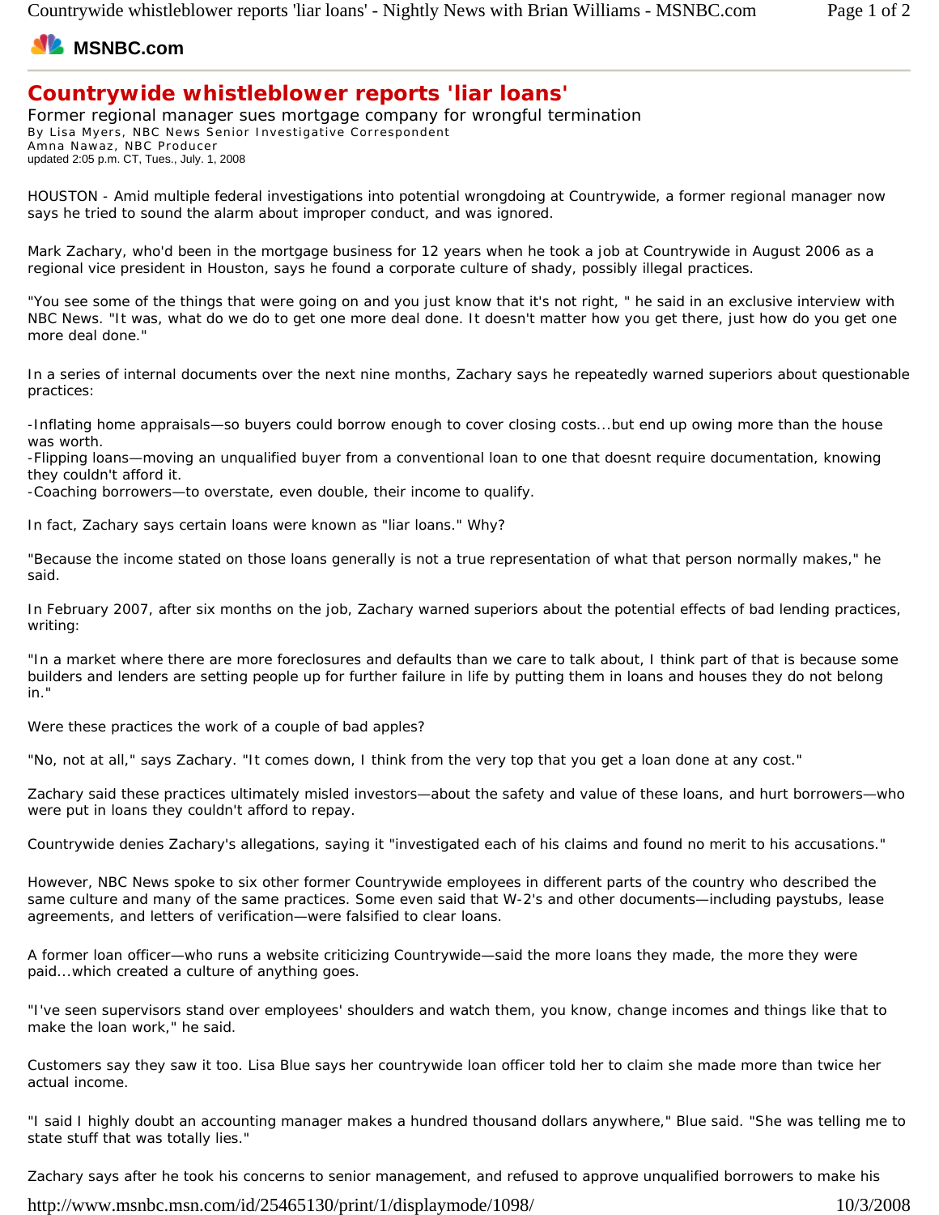**MSNBC.com**

# Countrywide whistleblower reports 'liar loans'

## Former regional manager sues mortgage company for wrongful termination

By Lisa Myers, NBC News Senior Investigative Correspondent
Amna Nawaz, NBC Producer
updated 2:05 p.m. CT, Tues., July. 1, 2008

HOUSTON - Amid multiple federal investigations into potential wrongdoing at Countrywide, a former regional manager now says he tried to sound the alarm about improper conduct, and was ignored.

Mark Zachary, who'd been in the mortgage business for 12 years when he took a job at Countrywide in August 2006 as a regional vice president in Houston, says he found a corporate culture of shady, possibly illegal practices.

"You see some of the things that were going on and you just know that it's not right, " he said in an exclusive interview with NBC News. "It was, what do we do to get one more deal done. It doesn't matter how you get there, just how do you get one more deal done."

In a series of internal documents over the next nine months, Zachary says he repeatedly warned superiors about questionable practices:

-Inflating home appraisals—so buyers could borrow enough to cover closing costs...but end up owing more than the house was worth.
-Flipping loans—moving an unqualified buyer from a conventional loan to one that doesnt require documentation, knowing they couldn't afford it.
-Coaching borrowers—to overstate, even double, their income to qualify.

In fact, Zachary says certain loans were known as "liar loans." Why?

"Because the income stated on those loans generally is not a true representation of what that person normally makes," he said.

In February 2007, after six months on the job, Zachary warned superiors about the potential effects of bad lending practices, writing:

"In a market where there are more foreclosures and defaults than we care to talk about, I think part of that is because some builders and lenders are setting people up for further failure in life by putting them in loans and houses they do not belong in."

Were these practices the work of a couple of bad apples?

"No, not at all," says Zachary. "It comes down, I think from the very top that you get a loan done at any cost."

Zachary said these practices ultimately misled investors—about the safety and value of these loans, and hurt borrowers—who were put in loans they couldn't afford to repay.

Countrywide denies Zachary's allegations, saying it "investigated each of his claims and found no merit to his accusations."

However, NBC News spoke to six other former Countrywide employees in different parts of the country who described the same culture and many of the same practices. Some even said that W-2's and other documents—including paystubs, lease agreements, and letters of verification—were falsified to clear loans.

A former loan officer—who runs a website criticizing Countrywide—said the more loans they made, the more they were paid...which created a culture of anything goes.

"I've seen supervisors stand over employees' shoulders and watch them, you know, change incomes and things like that to make the loan work," he said.

Customers say they saw it too. Lisa Blue says her countrywide loan officer told her to claim she made more than twice her actual income.

"I said I highly doubt an accounting manager makes a hundred thousand dollars anywhere," Blue said. "She was telling me to state stuff that was totally lies."

Zachary says after he took his concerns to senior management, and refused to approve unqualified borrowers to make his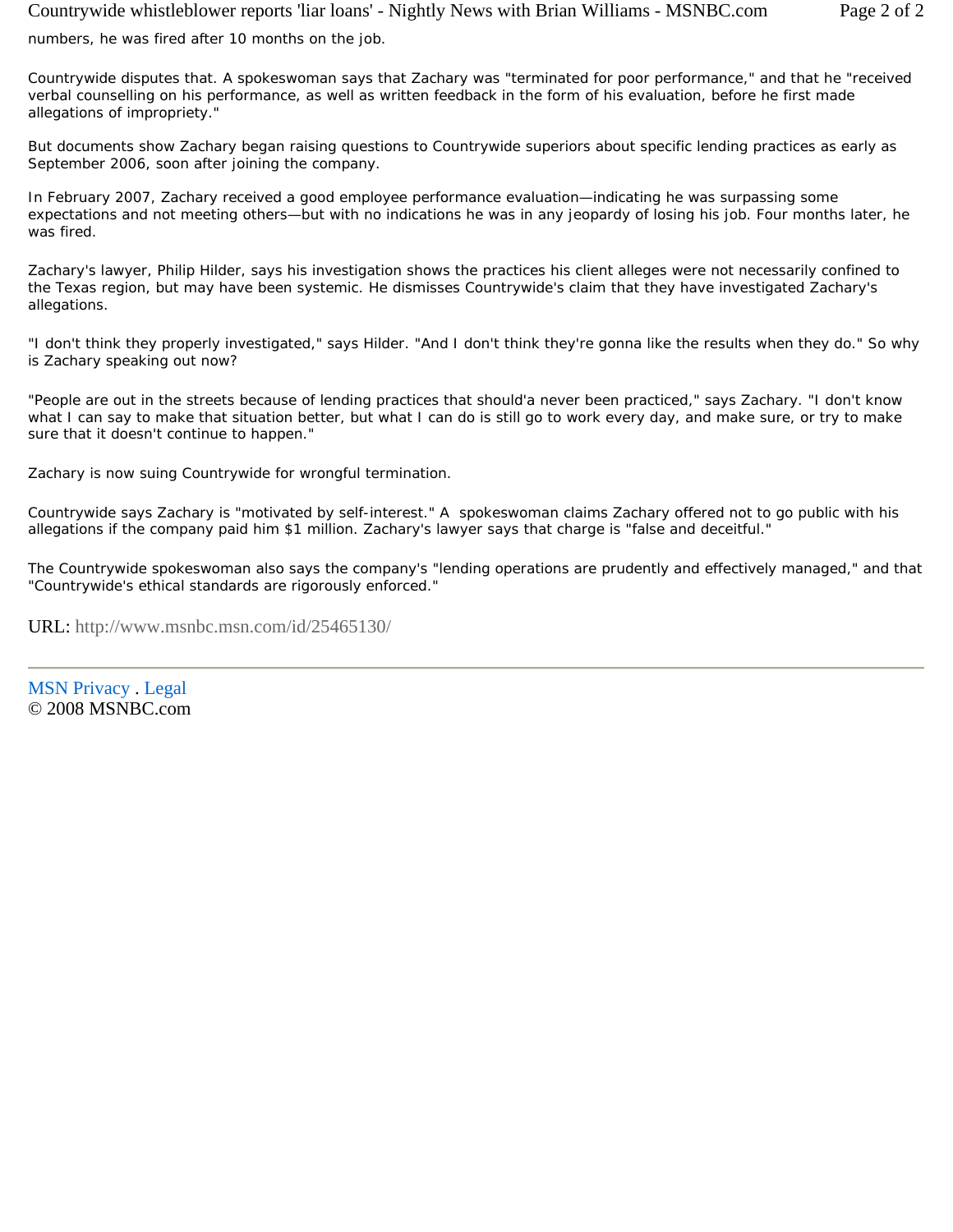numbers, he was fired after 10 months on the job.

Countrywide disputes that. A spokeswoman says that Zachary was "terminated for poor performance," and that he "received verbal counselling on his performance, as well as written feedback in the form of his evaluation, before he first made allegations of impropriety."

But documents show Zachary began raising questions to Countrywide superiors about specific lending practices as early as September 2006, soon after joining the company.

In February 2007, Zachary received a good employee performance evaluation—indicating he was surpassing some expectations and not meeting others—but with no indications he was in any jeopardy of losing his job. Four months later, he was fired.

Zachary's lawyer, Philip Hilder, says his investigation shows the practices his client alleges were not necessarily confined to the Texas region, but may have been systemic. He dismisses Countrywide's claim that they have investigated Zachary's allegations.

"I don't think they properly investigated," says Hilder. "And I don't think they're gonna like the results when they do." So why is Zachary speaking out now?

"People are out in the streets because of lending practices that should'a never been practiced," says Zachary. "I don't know what I can say to make that situation better, but what I can do is still go to work every day, and make sure, or try to make sure that it doesn't continue to happen."

Zachary is now suing Countrywide for wrongful termination.

Countrywide says Zachary is "motivated by self-interest." A spokeswoman claims Zachary offered not to go public with his allegations if the company paid him $1 million. Zachary's lawyer says that charge is "false and deceitful."

The Countrywide spokeswoman also says the company's "lending operations are prudently and effectively managed," and that "Countrywide's ethical standards are rigorously enforced."

URL: http://www.msnbc.msn.com/id/25465130/

---

MSN Privacy . Legal
© 2008 MSNBC.com